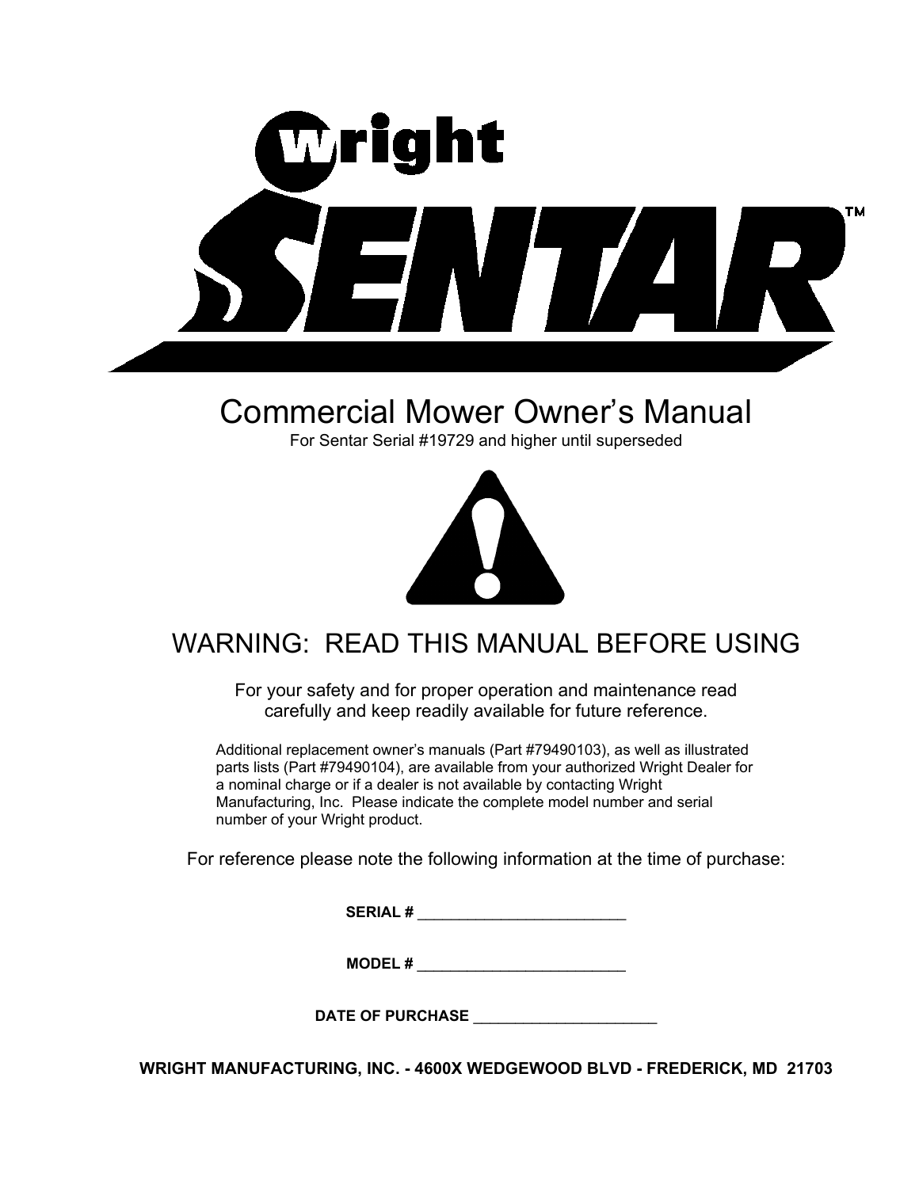# Wright SENTAR™

## Commercial Mower Owner's Manual

For Sentar Serial #19729 and higher until superseded

## WARNING: READ THIS MANUAL BEFORE USING

For your safety and for proper operation and maintenance read carefully and keep readily available for future reference.

Additional replacement owner's manuals (Part #79490103), as well as illustrated parts lists (Part #79490104), are available from your authorized Wright Dealer for a nominal charge or if a dealer is not available by contacting Wright Manufacturing, Inc. Please indicate the complete model number and serial number of your Wright product.

For reference please note the following information at the time of purchase:

**SERIAL #** ________________________

**MODEL #** ________________________

**DATE OF PURCHASE** ______________________

**WRIGHT MANUFACTURING, INC. - 4600X WEDGEWOOD BLVD - FREDERICK, MD 21703**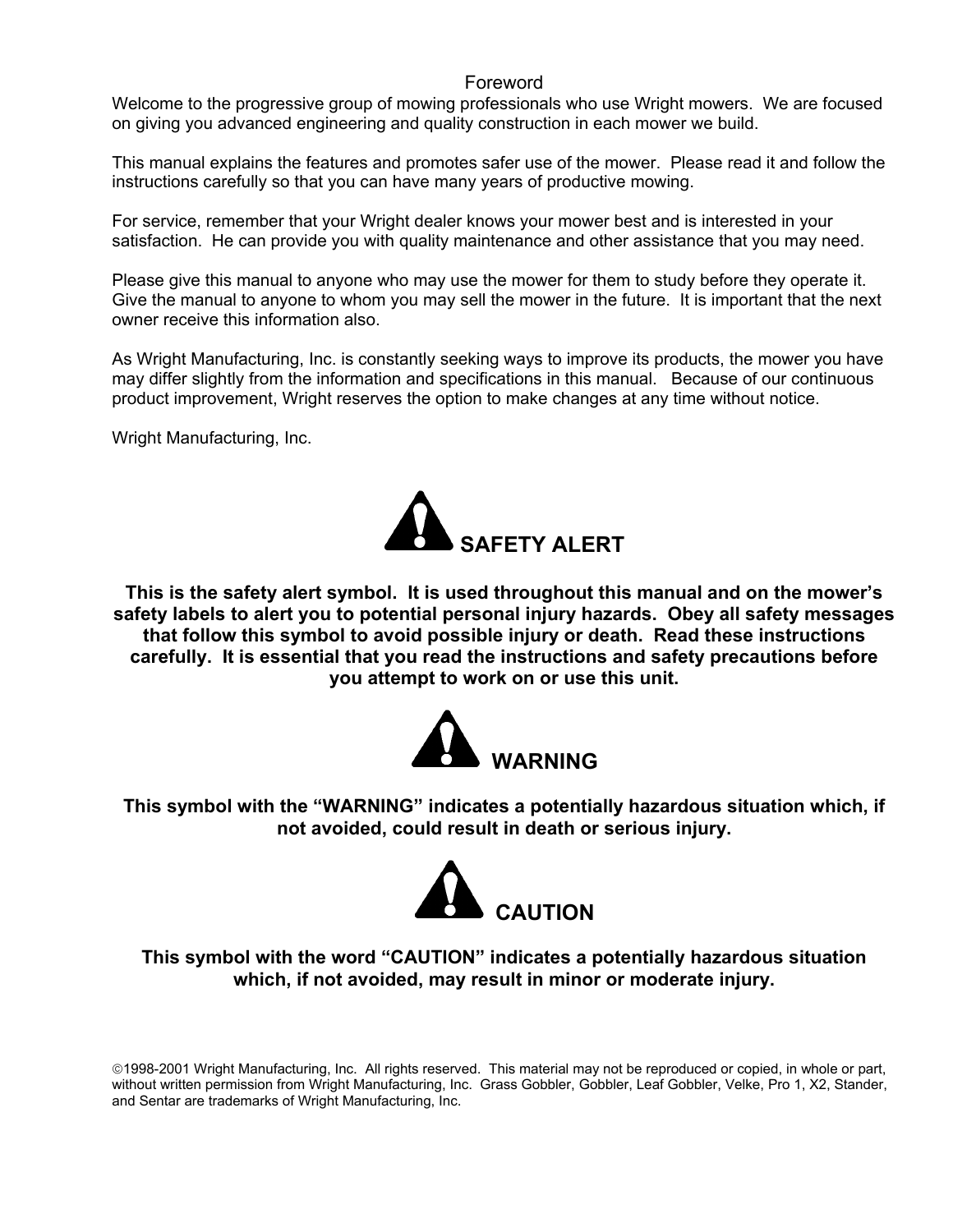# Foreword

Welcome to the progressive group of mowing professionals who use Wright mowers. We are focused on giving you advanced engineering and quality construction in each mower we build.

This manual explains the features and promotes safer use of the mower. Please read it and follow the instructions carefully so that you can have many years of productive mowing.

For service, remember that your Wright dealer knows your mower best and is interested in your satisfaction. He can provide you with quality maintenance and other assistance that you may need.

Please give this manual to anyone who may use the mower for them to study before they operate it. Give the manual to anyone to whom you may sell the mower in the future. It is important that the next owner receive this information also.

As Wright Manufacturing, Inc. is constantly seeking ways to improve its products, the mower you have may differ slightly from the information and specifications in this manual. Because of our continuous product improvement, Wright reserves the option to make changes at any time without notice.

Wright Manufacturing, Inc.

## SAFETY ALERT

**This is the safety alert symbol. It is used throughout this manual and on the mower's safety labels to alert you to potential personal injury hazards. Obey all safety messages that follow this symbol to avoid possible injury or death. Read these instructions carefully. It is essential that you read the instructions and safety precautions before you attempt to work on or use this unit.**

## WARNING

**This symbol with the "WARNING" indicates a potentially hazardous situation which, if not avoided, could result in death or serious injury.**

## CAUTION

**This symbol with the word "CAUTION" indicates a potentially hazardous situation which, if not avoided, may result in minor or moderate injury.**

©1998-2001 Wright Manufacturing, Inc. All rights reserved. This material may not be reproduced or copied, in whole or part, without written permission from Wright Manufacturing, Inc. Grass Gobbler, Gobbler, Leaf Gobbler, Velke, Pro 1, X2, Stander, and Sentar are trademarks of Wright Manufacturing, Inc.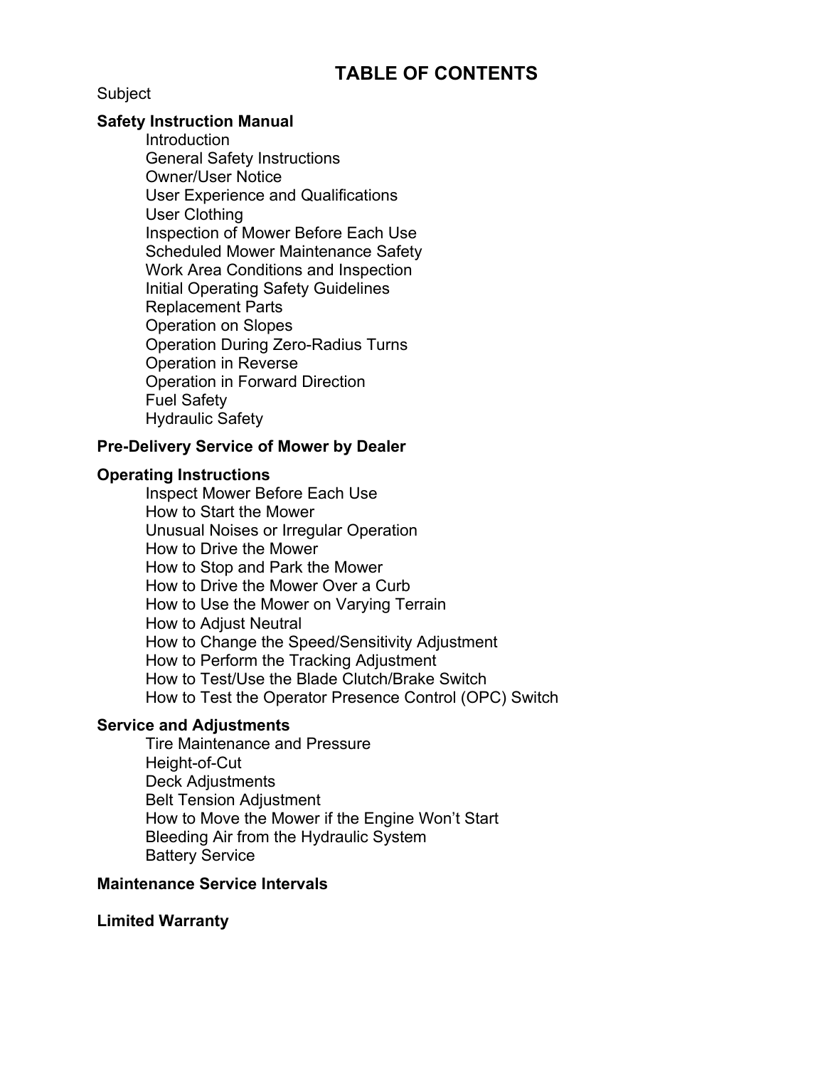# TABLE OF CONTENTS

Subject

**Safety Instruction Manual**

- Introduction
- General Safety Instructions
- Owner/User Notice
- User Experience and Qualifications
- User Clothing
- Inspection of Mower Before Each Use
- Scheduled Mower Maintenance Safety
- Work Area Conditions and Inspection
- Initial Operating Safety Guidelines
- Replacement Parts
- Operation on Slopes
- Operation During Zero-Radius Turns
- Operation in Reverse
- Operation in Forward Direction
- Fuel Safety
- Hydraulic Safety

**Pre-Delivery Service of Mower by Dealer**

**Operating Instructions**

- Inspect Mower Before Each Use
- How to Start the Mower
- Unusual Noises or Irregular Operation
- How to Drive the Mower
- How to Stop and Park the Mower
- How to Drive the Mower Over a Curb
- How to Use the Mower on Varying Terrain
- How to Adjust Neutral
- How to Change the Speed/Sensitivity Adjustment
- How to Perform the Tracking Adjustment
- How to Test/Use the Blade Clutch/Brake Switch
- How to Test the Operator Presence Control (OPC) Switch

**Service and Adjustments**

- Tire Maintenance and Pressure
- Height-of-Cut
- Deck Adjustments
- Belt Tension Adjustment
- How to Move the Mower if the Engine Won't Start
- Bleeding Air from the Hydraulic System
- Battery Service

**Maintenance Service Intervals**

**Limited Warranty**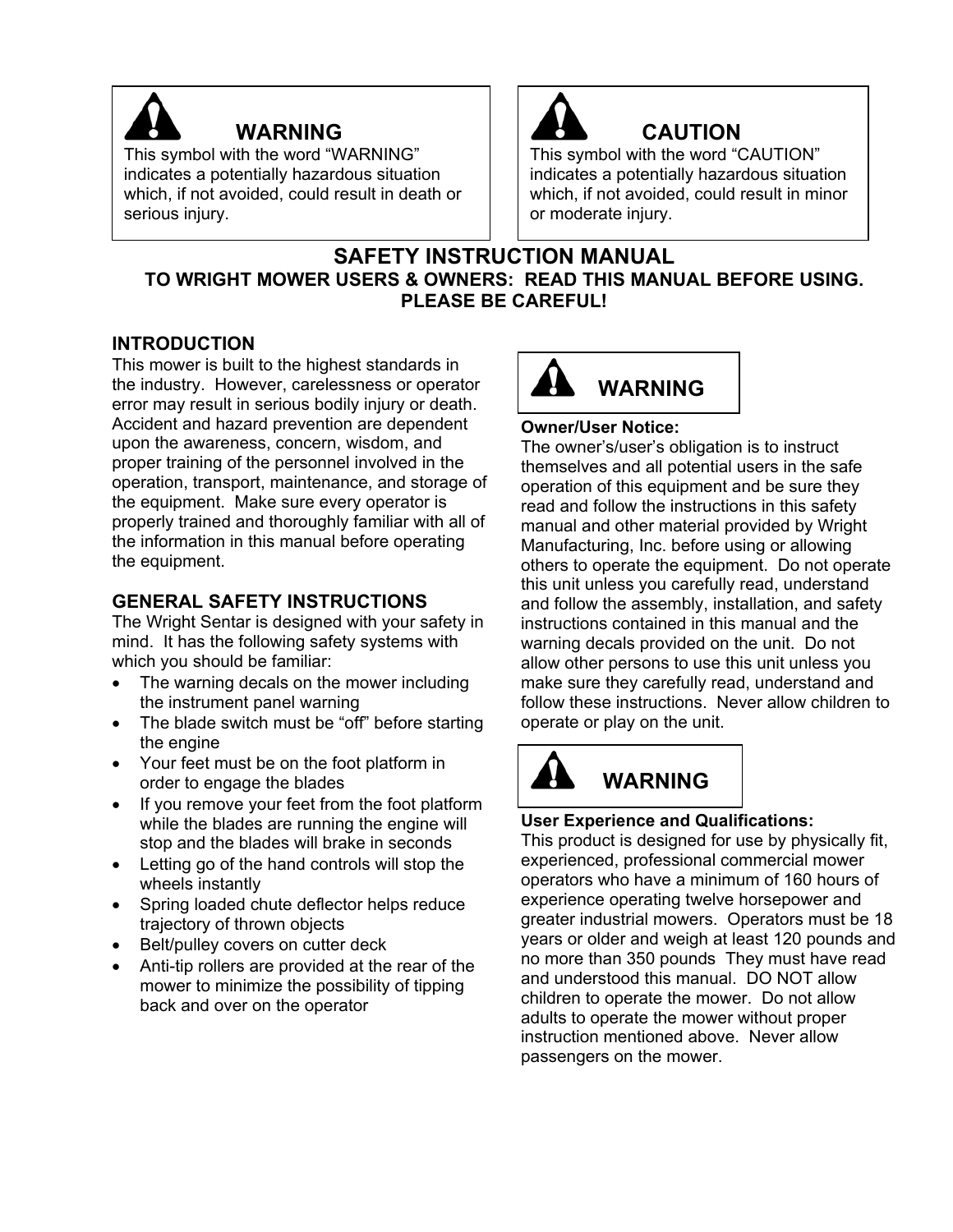**WARNING**

This symbol with the word “WARNING” indicates a potentially hazardous situation which, if not avoided, could result in death or serious injury.

**CAUTION**

This symbol with the word “CAUTION” indicates a potentially hazardous situation which, if not avoided, could result in minor or moderate injury.

# SAFETY INSTRUCTION MANUAL

**TO WRIGHT MOWER USERS & OWNERS: READ THIS MANUAL BEFORE USING. PLEASE BE CAREFUL!**

## INTRODUCTION

This mower is built to the highest standards in the industry. However, carelessness or operator error may result in serious bodily injury or death. Accident and hazard prevention are dependent upon the awareness, concern, wisdom, and proper training of the personnel involved in the operation, transport, maintenance, and storage of the equipment. Make sure every operator is properly trained and thoroughly familiar with all of the information in this manual before operating the equipment.

## GENERAL SAFETY INSTRUCTIONS

The Wright Sentar is designed with your safety in mind. It has the following safety systems with which you should be familiar:

- The warning decals on the mower including the instrument panel warning
- The blade switch must be “off” before starting the engine
- Your feet must be on the foot platform in order to engage the blades
- If you remove your feet from the foot platform while the blades are running the engine will stop and the blades will brake in seconds
- Letting go of the hand controls will stop the wheels instantly
- Spring loaded chute deflector helps reduce trajectory of thrown objects
- Belt/pulley covers on cutter deck
- Anti-tip rollers are provided at the rear of the mower to minimize the possibility of tipping back and over on the operator

**WARNING**

**Owner/User Notice:**
The owner’s/user’s obligation is to instruct themselves and all potential users in the safe operation of this equipment and be sure they read and follow the instructions in this safety manual and other material provided by Wright Manufacturing, Inc. before using or allowing others to operate the equipment. Do not operate this unit unless you carefully read, understand and follow the assembly, installation, and safety instructions contained in this manual and the warning decals provided on the unit. Do not allow other persons to use this unit unless you make sure they carefully read, understand and follow these instructions. Never allow children to operate or play on the unit.

**WARNING**

**User Experience and Qualifications:**
This product is designed for use by physically fit, experienced, professional commercial mower operators who have a minimum of 160 hours of experience operating twelve horsepower and greater industrial mowers. Operators must be 18 years or older and weigh at least 120 pounds and no more than 350 pounds They must have read and understood this manual. DO NOT allow children to operate the mower. Do not allow adults to operate the mower without proper instruction mentioned above. Never allow passengers on the mower.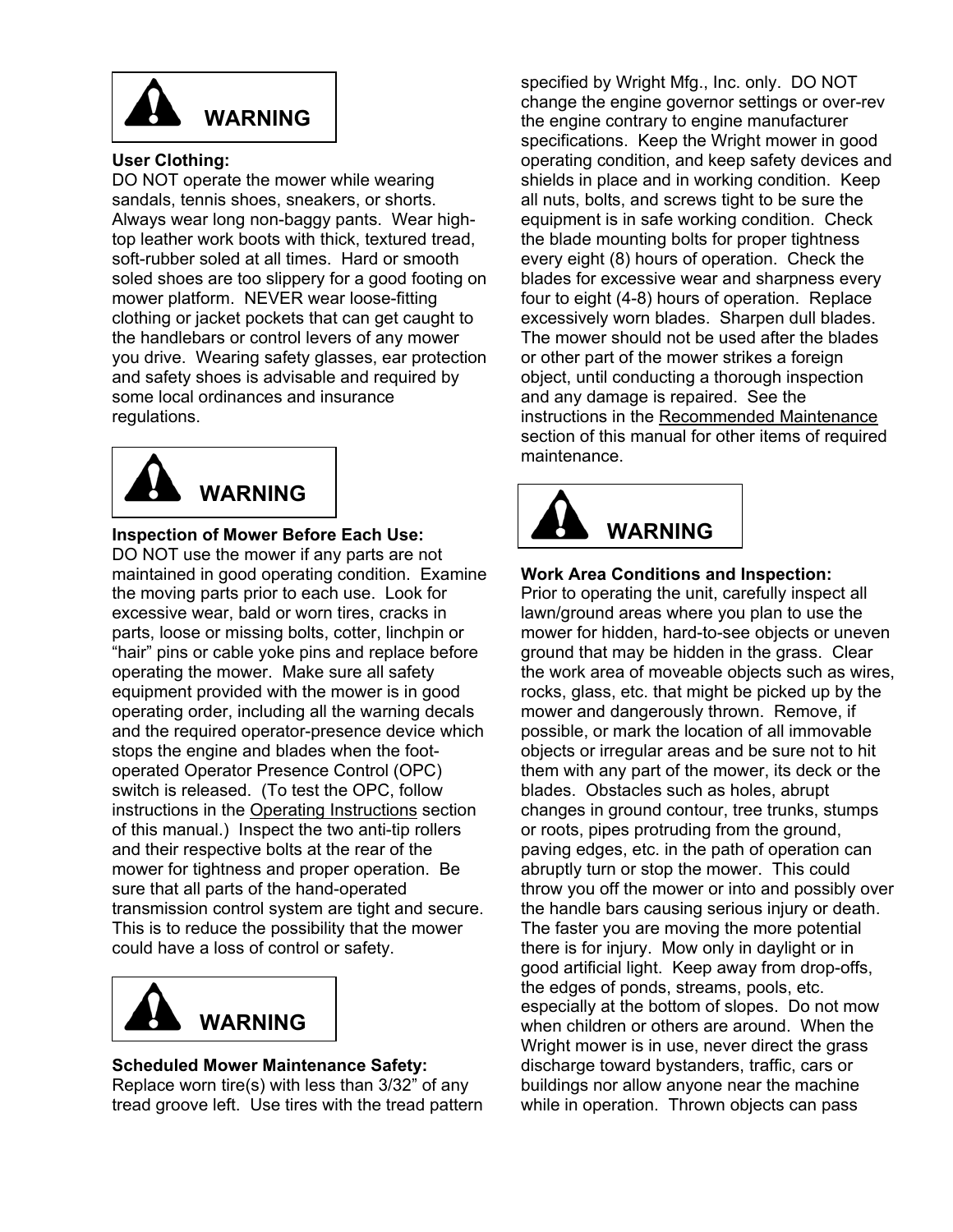**WARNING**

**User Clothing:**
DO NOT operate the mower while wearing sandals, tennis shoes, sneakers, or shorts. Always wear long non-baggy pants. Wear high-top leather work boots with thick, textured tread, soft-rubber soled at all times. Hard or smooth soled shoes are too slippery for a good footing on mower platform. NEVER wear loose-fitting clothing or jacket pockets that can get caught to the handlebars or control levers of any mower you drive. Wearing safety glasses, ear protection and safety shoes is advisable and required by some local ordinances and insurance regulations.

**WARNING**

**Inspection of Mower Before Each Use:**
DO NOT use the mower if any parts are not maintained in good operating condition. Examine the moving parts prior to each use. Look for excessive wear, bald or worn tires, cracks in parts, loose or missing bolts, cotter, linchpin or "hair" pins or cable yoke pins and replace before operating the mower. Make sure all safety equipment provided with the mower is in good operating order, including all the warning decals and the required operator-presence device which stops the engine and blades when the foot-operated Operator Presence Control (OPC) switch is released. (To test the OPC, follow instructions in the Operating Instructions section of this manual.) Inspect the two anti-tip rollers and their respective bolts at the rear of the mower for tightness and proper operation. Be sure that all parts of the hand-operated transmission control system are tight and secure. This is to reduce the possibility that the mower could have a loss of control or safety.

**WARNING**

**Scheduled Mower Maintenance Safety:**
Replace worn tire(s) with less than 3/32" of any tread groove left. Use tires with the tread pattern specified by Wright Mfg., Inc. only. DO NOT change the engine governor settings or over-rev the engine contrary to engine manufacturer specifications. Keep the Wright mower in good operating condition, and keep safety devices and shields in place and in working condition. Keep all nuts, bolts, and screws tight to be sure the equipment is in safe working condition. Check the blade mounting bolts for proper tightness every eight (8) hours of operation. Check the blades for excessive wear and sharpness every four to eight (4-8) hours of operation. Replace excessively worn blades. Sharpen dull blades. The mower should not be used after the blades or other part of the mower strikes a foreign object, until conducting a thorough inspection and any damage is repaired. See the instructions in the Recommended Maintenance section of this manual for other items of required maintenance.

**WARNING**

**Work Area Conditions and Inspection:**
Prior to operating the unit, carefully inspect all lawn/ground areas where you plan to use the mower for hidden, hard-to-see objects or uneven ground that may be hidden in the grass. Clear the work area of moveable objects such as wires, rocks, glass, etc. that might be picked up by the mower and dangerously thrown. Remove, if possible, or mark the location of all immovable objects or irregular areas and be sure not to hit them with any part of the mower, its deck or the blades. Obstacles such as holes, abrupt changes in ground contour, tree trunks, stumps or roots, pipes protruding from the ground, paving edges, etc. in the path of operation can abruptly turn or stop the mower. This could throw you off the mower or into and possibly over the handle bars causing serious injury or death. The faster you are moving the more potential there is for injury. Mow only in daylight or in good artificial light. Keep away from drop-offs, the edges of ponds, streams, pools, etc. especially at the bottom of slopes. Do not mow when children or others are around. When the Wright mower is in use, never direct the grass discharge toward bystanders, traffic, cars or buildings nor allow anyone near the machine while in operation. Thrown objects can pass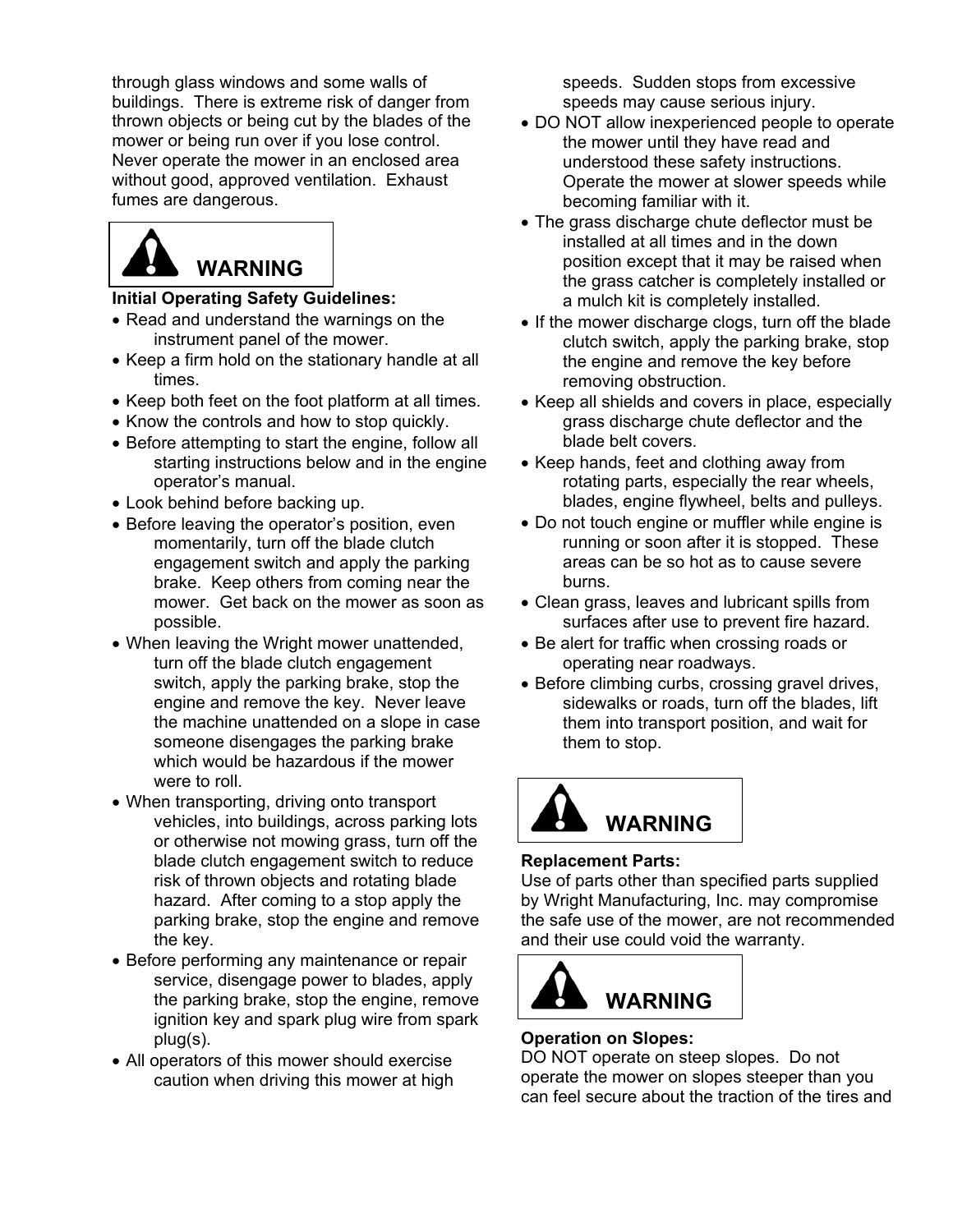through glass windows and some walls of buildings. There is extreme risk of danger from thrown objects or being cut by the blades of the mower or being run over if you lose control. Never operate the mower in an enclosed area without good, approved ventilation. Exhaust fumes are dangerous.

**WARNING**

**Initial Operating Safety Guidelines:**

- Read and understand the warnings on the instrument panel of the mower.
- Keep a firm hold on the stationary handle at all times.
- Keep both feet on the foot platform at all times.
- Know the controls and how to stop quickly.
- Before attempting to start the engine, follow all starting instructions below and in the engine operator's manual.
- Look behind before backing up.
- Before leaving the operator's position, even momentarily, turn off the blade clutch engagement switch and apply the parking brake. Keep others from coming near the mower. Get back on the mower as soon as possible.
- When leaving the Wright mower unattended, turn off the blade clutch engagement switch, apply the parking brake, stop the engine and remove the key. Never leave the machine unattended on a slope in case someone disengages the parking brake which would be hazardous if the mower were to roll.
- When transporting, driving onto transport vehicles, into buildings, across parking lots or otherwise not mowing grass, turn off the blade clutch engagement switch to reduce risk of thrown objects and rotating blade hazard. After coming to a stop apply the parking brake, stop the engine and remove the key.
- Before performing any maintenance or repair service, disengage power to blades, apply the parking brake, stop the engine, remove ignition key and spark plug wire from spark plug(s).
- All operators of this mower should exercise caution when driving this mower at high speeds. Sudden stops from excessive speeds may cause serious injury.
- DO NOT allow inexperienced people to operate the mower until they have read and understood these safety instructions. Operate the mower at slower speeds while becoming familiar with it.
- The grass discharge chute deflector must be installed at all times and in the down position except that it may be raised when the grass catcher is completely installed or a mulch kit is completely installed.
- If the mower discharge clogs, turn off the blade clutch switch, apply the parking brake, stop the engine and remove the key before removing obstruction.
- Keep all shields and covers in place, especially grass discharge chute deflector and the blade belt covers.
- Keep hands, feet and clothing away from rotating parts, especially the rear wheels, blades, engine flywheel, belts and pulleys.
- Do not touch engine or muffler while engine is running or soon after it is stopped. These areas can be so hot as to cause severe burns.
- Clean grass, leaves and lubricant spills from surfaces after use to prevent fire hazard.
- Be alert for traffic when crossing roads or operating near roadways.
- Before climbing curbs, crossing gravel drives, sidewalks or roads, turn off the blades, lift them into transport position, and wait for them to stop.

**WARNING**

**Replacement Parts:**
Use of parts other than specified parts supplied by Wright Manufacturing, Inc. may compromise the safe use of the mower, are not recommended and their use could void the warranty.

**WARNING**

**Operation on Slopes:**
DO NOT operate on steep slopes. Do not operate the mower on slopes steeper than you can feel secure about the traction of the tires and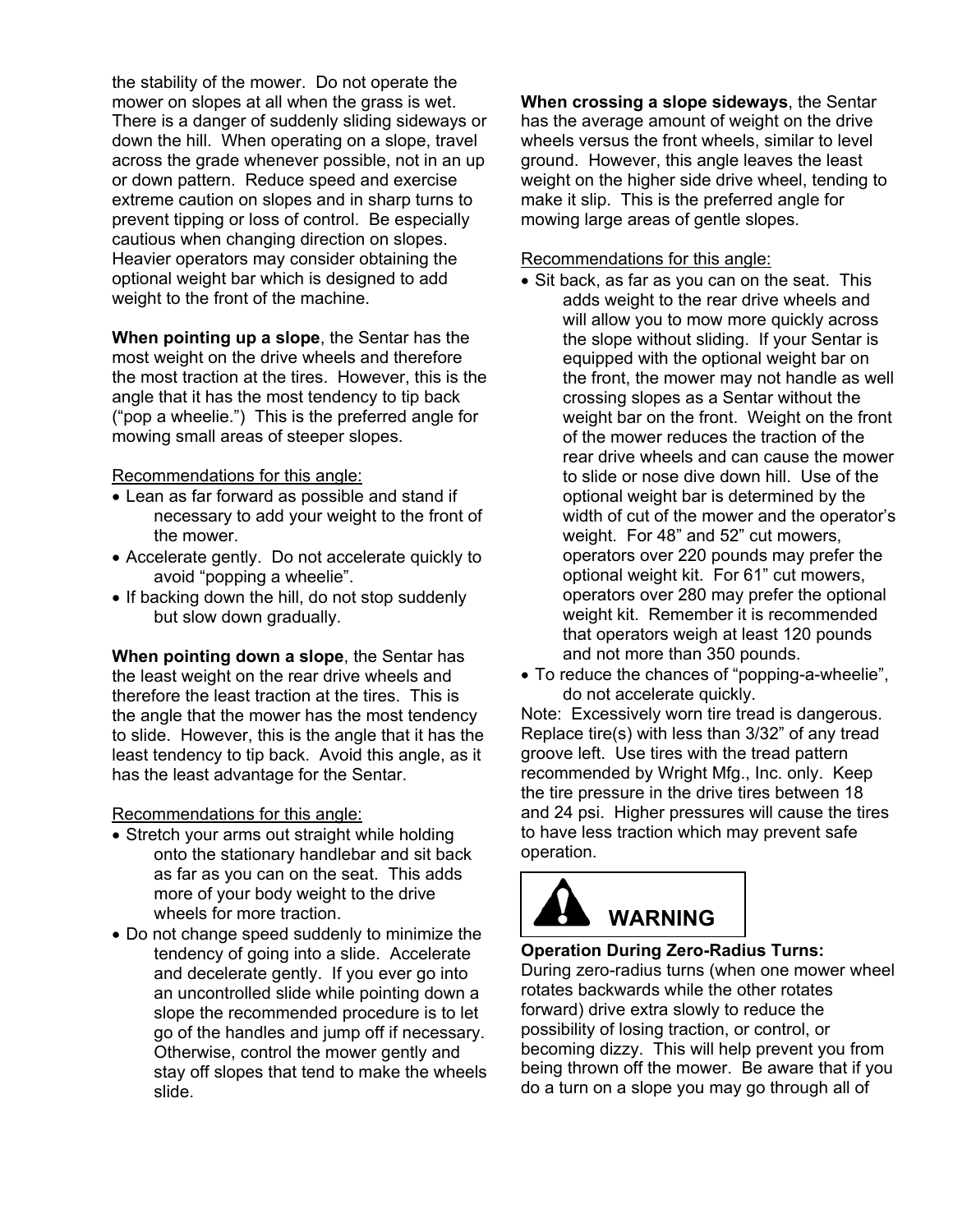the stability of the mower. Do not operate the mower on slopes at all when the grass is wet. There is a danger of suddenly sliding sideways or down the hill. When operating on a slope, travel across the grade whenever possible, not in an up or down pattern. Reduce speed and exercise extreme caution on slopes and in sharp turns to prevent tipping or loss of control. Be especially cautious when changing direction on slopes. Heavier operators may consider obtaining the optional weight bar which is designed to add weight to the front of the machine.

**When pointing up a slope**, the Sentar has the most weight on the drive wheels and therefore the most traction at the tires. However, this is the angle that it has the most tendency to tip back ("pop a wheelie.") This is the preferred angle for mowing small areas of steeper slopes.

Recommendations for this angle:

- Lean as far forward as possible and stand if necessary to add your weight to the front of the mower.
- Accelerate gently. Do not accelerate quickly to avoid "popping a wheelie".
- If backing down the hill, do not stop suddenly but slow down gradually.

**When pointing down a slope**, the Sentar has the least weight on the rear drive wheels and therefore the least traction at the tires. This is the angle that the mower has the most tendency to slide. However, this is the angle that it has the least tendency to tip back. Avoid this angle, as it has the least advantage for the Sentar.

Recommendations for this angle:

- Stretch your arms out straight while holding onto the stationary handlebar and sit back as far as you can on the seat. This adds more of your body weight to the drive wheels for more traction.
- Do not change speed suddenly to minimize the tendency of going into a slide. Accelerate and decelerate gently. If you ever go into an uncontrolled slide while pointing down a slope the recommended procedure is to let go of the handles and jump off if necessary. Otherwise, control the mower gently and stay off slopes that tend to make the wheels slide.

**When crossing a slope sideways**, the Sentar has the average amount of weight on the drive wheels versus the front wheels, similar to level ground. However, this angle leaves the least weight on the higher side drive wheel, tending to make it slip. This is the preferred angle for mowing large areas of gentle slopes.

Recommendations for this angle:

- Sit back, as far as you can on the seat. This adds weight to the rear drive wheels and will allow you to mow more quickly across the slope without sliding. If your Sentar is equipped with the optional weight bar on the front, the mower may not handle as well crossing slopes as a Sentar without the weight bar on the front. Weight on the front of the mower reduces the traction of the rear drive wheels and can cause the mower to slide or nose dive down hill. Use of the optional weight bar is determined by the width of cut of the mower and the operator's weight. For 48" and 52" cut mowers, operators over 220 pounds may prefer the optional weight kit. For 61" cut mowers, operators over 280 may prefer the optional weight kit. Remember it is recommended that operators weigh at least 120 pounds and not more than 350 pounds.
- To reduce the chances of "popping-a-wheelie", do not accelerate quickly.

Note: Excessively worn tire tread is dangerous. Replace tire(s) with less than 3/32" of any tread groove left. Use tires with the tread pattern recommended by Wright Mfg., Inc. only. Keep the tire pressure in the drive tires between 18 and 24 psi. Higher pressures will cause the tires to have less traction which may prevent safe operation.

**WARNING**

**Operation During Zero-Radius Turns:**
During zero-radius turns (when one mower wheel rotates backwards while the other rotates forward) drive extra slowly to reduce the possibility of losing traction, or control, or becoming dizzy. This will help prevent you from being thrown off the mower. Be aware that if you do a turn on a slope you may go through all of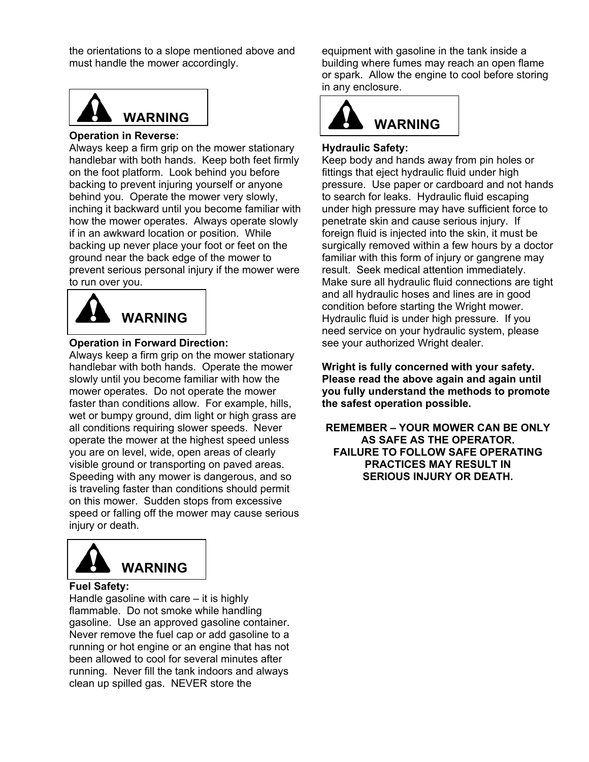the orientations to a slope mentioned above and must handle the mower accordingly.

**WARNING**

**Operation in Reverse:**
Always keep a firm grip on the mower stationary handlebar with both hands. Keep both feet firmly on the foot platform. Look behind you before backing to prevent injuring yourself or anyone behind you. Operate the mower very slowly, inching it backward until you become familiar with how the mower operates. Always operate slowly if in an awkward location or position. While backing up never place your foot or feet on the ground near the back edge of the mower to prevent serious personal injury if the mower were to run over you.

**WARNING**

**Operation in Forward Direction:**
Always keep a firm grip on the mower stationary handlebar with both hands. Operate the mower slowly until you become familiar with how the mower operates. Do not operate the mower faster than conditions allow. For example, hills, wet or bumpy ground, dim light or high grass are all conditions requiring slower speeds. Never operate the mower at the highest speed unless you are on level, wide, open areas of clearly visible ground or transporting on paved areas. Speeding with any mower is dangerous, and so is traveling faster than conditions should permit on this mower. Sudden stops from excessive speed or falling off the mower may cause serious injury or death.

**WARNING**

**Fuel Safety:**
Handle gasoline with care – it is highly flammable. Do not smoke while handling gasoline. Use an approved gasoline container. Never remove the fuel cap or add gasoline to a running or hot engine or an engine that has not been allowed to cool for several minutes after running. Never fill the tank indoors and always clean up spilled gas. NEVER store the equipment with gasoline in the tank inside a building where fumes may reach an open flame or spark. Allow the engine to cool before storing in any enclosure.

**WARNING**

**Hydraulic Safety:**
Keep body and hands away from pin holes or fittings that eject hydraulic fluid under high pressure. Use paper or cardboard and not hands to search for leaks. Hydraulic fluid escaping under high pressure may have sufficient force to penetrate skin and cause serious injury. If foreign fluid is injected into the skin, it must be surgically removed within a few hours by a doctor familiar with this form of injury or gangrene may result. Seek medical attention immediately. Make sure all hydraulic fluid connections are tight and all hydraulic hoses and lines are in good condition before starting the Wright mower. Hydraulic fluid is under high pressure. If you need service on your hydraulic system, please see your authorized Wright dealer.

**Wright is fully concerned with your safety. Please read the above again and again until you fully understand the methods to promote the safest operation possible.**

**REMEMBER – YOUR MOWER CAN BE ONLY AS SAFE AS THE OPERATOR.
FAILURE TO FOLLOW SAFE OPERATING PRACTICES MAY RESULT IN
SERIOUS INJURY OR DEATH.**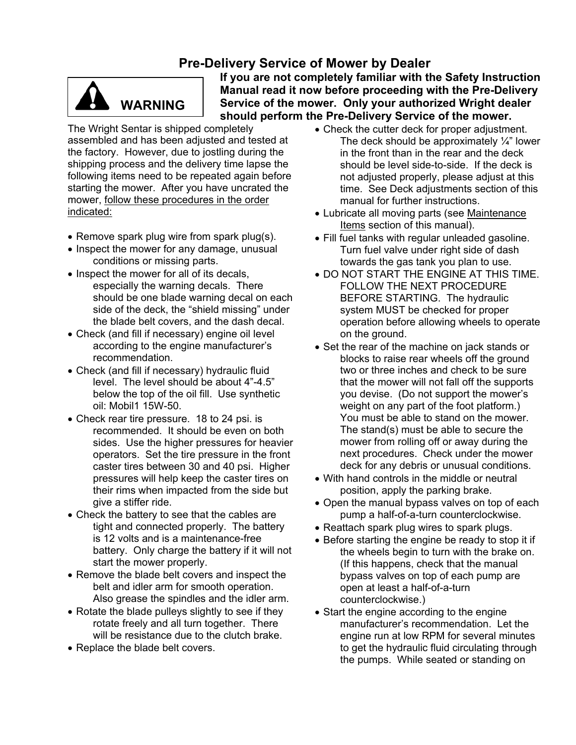# Pre-Delivery Service of Mower by Dealer

**WARNING**

**If you are not completely familiar with the Safety Instruction Manual read it now before proceeding with the Pre-Delivery Service of the mower. Only your authorized Wright dealer should perform the Pre-Delivery Service of the mower.**

The Wright Sentar is shipped completely assembled and has been adjusted and tested at the factory. However, due to jostling during the shipping process and the delivery time lapse the following items need to be repeated again before starting the mower. After you have uncrated the mower, follow these procedures in the order indicated:

- Remove spark plug wire from spark plug(s).
- Inspect the mower for any damage, unusual conditions or missing parts.
- Inspect the mower for all of its decals, especially the warning decals. There should be one blade warning decal on each side of the deck, the "shield missing" under the blade belt covers, and the dash decal.
- Check (and fill if necessary) engine oil level according to the engine manufacturer's recommendation.
- Check (and fill if necessary) hydraulic fluid level. The level should be about 4"-4.5" below the top of the oil fill. Use synthetic oil: Mobil1 15W-50.
- Check rear tire pressure. 18 to 24 psi. is recommended. It should be even on both sides. Use the higher pressures for heavier operators. Set the tire pressure in the front caster tires between 30 and 40 psi. Higher pressures will help keep the caster tires on their rims when impacted from the side but give a stiffer ride.
- Check the battery to see that the cables are tight and connected properly. The battery is 12 volts and is a maintenance-free battery. Only charge the battery if it will not start the mower properly.
- Remove the blade belt covers and inspect the belt and idler arm for smooth operation. Also grease the spindles and the idler arm.
- Rotate the blade pulleys slightly to see if they rotate freely and all turn together. There will be resistance due to the clutch brake.
- Replace the blade belt covers.
- Check the cutter deck for proper adjustment. The deck should be approximately ¼" lower in the front than in the rear and the deck should be level side-to-side. If the deck is not adjusted properly, please adjust at this time. See Deck adjustments section of this manual for further instructions.
- Lubricate all moving parts (see Maintenance Items section of this manual).
- Fill fuel tanks with regular unleaded gasoline. Turn fuel valve under right side of dash towards the gas tank you plan to use.
- DO NOT START THE ENGINE AT THIS TIME. FOLLOW THE NEXT PROCEDURE BEFORE STARTING. The hydraulic system MUST be checked for proper operation before allowing wheels to operate on the ground.
- Set the rear of the machine on jack stands or blocks to raise rear wheels off the ground two or three inches and check to be sure that the mower will not fall off the supports you devise. (Do not support the mower's weight on any part of the foot platform.) You must be able to stand on the mower. The stand(s) must be able to secure the mower from rolling off or away during the next procedures. Check under the mower deck for any debris or unusual conditions.
- With hand controls in the middle or neutral position, apply the parking brake.
- Open the manual bypass valves on top of each pump a half-of-a-turn counterclockwise.
- Reattach spark plug wires to spark plugs.
- Before starting the engine be ready to stop it if the wheels begin to turn with the brake on. (If this happens, check that the manual bypass valves on top of each pump are open at least a half-of-a-turn counterclockwise.)
- Start the engine according to the engine manufacturer's recommendation. Let the engine run at low RPM for several minutes to get the hydraulic fluid circulating through the pumps. While seated or standing on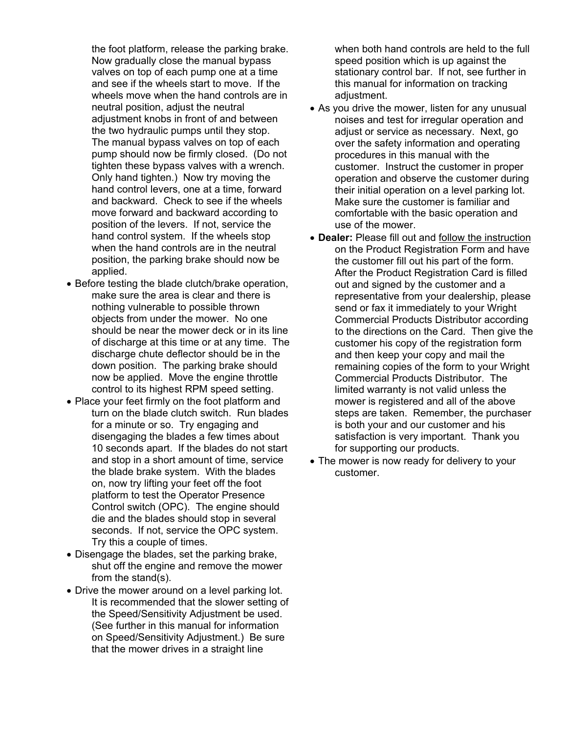the foot platform, release the parking brake. Now gradually close the manual bypass valves on top of each pump one at a time and see if the wheels start to move. If the wheels move when the hand controls are in neutral position, adjust the neutral adjustment knobs in front of and between the two hydraulic pumps until they stop. The manual bypass valves on top of each pump should now be firmly closed. (Do not tighten these bypass valves with a wrench. Only hand tighten.) Now try moving the hand control levers, one at a time, forward and backward. Check to see if the wheels move forward and backward according to position of the levers. If not, service the hand control system. If the wheels stop when the hand controls are in the neutral position, the parking brake should now be applied.

- Before testing the blade clutch/brake operation, make sure the area is clear and there is nothing vulnerable to possible thrown objects from under the mower. No one should be near the mower deck or in its line of discharge at this time or at any time. The discharge chute deflector should be in the down position. The parking brake should now be applied. Move the engine throttle control to its highest RPM speed setting.
- Place your feet firmly on the foot platform and turn on the blade clutch switch. Run blades for a minute or so. Try engaging and disengaging the blades a few times about 10 seconds apart. If the blades do not start and stop in a short amount of time, service the blade brake system. With the blades on, now try lifting your feet off the foot platform to test the Operator Presence Control switch (OPC). The engine should die and the blades should stop in several seconds. If not, service the OPC system. Try this a couple of times.
- Disengage the blades, set the parking brake, shut off the engine and remove the mower from the stand(s).
- Drive the mower around on a level parking lot. It is recommended that the slower setting of the Speed/Sensitivity Adjustment be used. (See further in this manual for information on Speed/Sensitivity Adjustment.) Be sure that the mower drives in a straight line when both hand controls are held to the full speed position which is up against the stationary control bar. If not, see further in this manual for information on tracking adjustment.
- As you drive the mower, listen for any unusual noises and test for irregular operation and adjust or service as necessary. Next, go over the safety information and operating procedures in this manual with the customer. Instruct the customer in proper operation and observe the customer during their initial operation on a level parking lot. Make sure the customer is familiar and comfortable with the basic operation and use of the mower.
- **Dealer:** Please fill out and follow the instruction on the Product Registration Form and have the customer fill out his part of the form. After the Product Registration Card is filled out and signed by the customer and a representative from your dealership, please send or fax it immediately to your Wright Commercial Products Distributor according to the directions on the Card. Then give the customer his copy of the registration form and then keep your copy and mail the remaining copies of the form to your Wright Commercial Products Distributor. The limited warranty is not valid unless the mower is registered and all of the above steps are taken. Remember, the purchaser is both your and our customer and his satisfaction is very important. Thank you for supporting our products.
- The mower is now ready for delivery to your customer.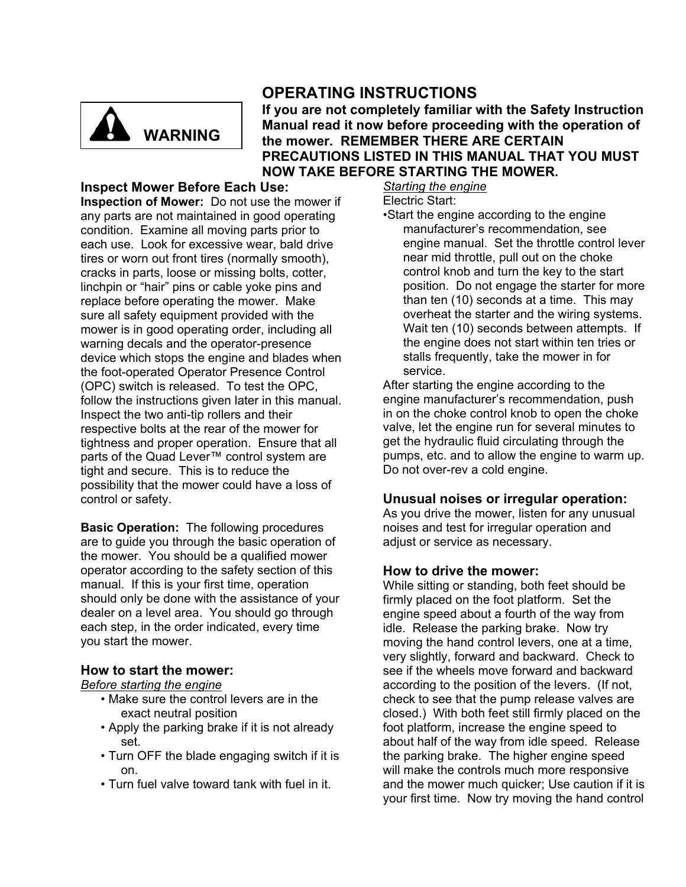**WARNING**

# OPERATING INSTRUCTIONS

**If you are not completely familiar with the Safety Instruction Manual read it now before proceeding with the operation of the mower. REMEMBER THERE ARE CERTAIN PRECAUTIONS LISTED IN THIS MANUAL THAT YOU MUST NOW TAKE BEFORE STARTING THE MOWER.**

## Inspect Mower Before Each Use:

**Inspection of Mower:** Do not use the mower if any parts are not maintained in good operating condition. Examine all moving parts prior to each use. Look for excessive wear, bald drive tires or worn out front tires (normally smooth), cracks in parts, loose or missing bolts, cotter, linchpin or "hair" pins or cable yoke pins and replace before operating the mower. Make sure all safety equipment provided with the mower is in good operating order, including all warning decals and the operator-presence device which stops the engine and blades when the foot-operated Operator Presence Control (OPC) switch is released. To test the OPC, follow the instructions given later in this manual. Inspect the two anti-tip rollers and their respective bolts at the rear of the mower for tightness and proper operation. Ensure that all parts of the Quad Lever™ control system are tight and secure. This is to reduce the possibility that the mower could have a loss of control or safety.

**Basic Operation:** The following procedures are to guide you through the basic operation of the mower. You should be a qualified mower operator according to the safety section of this manual. If this is your first time, operation should only be done with the assistance of your dealer on a level area. You should go through each step, in the order indicated, every time you start the mower.

## How to start the mower:

*Before starting the engine*

- Make sure the control levers are in the exact neutral position
- Apply the parking brake if it is not already set.
- Turn OFF the blade engaging switch if it is on.
- Turn fuel valve toward tank with fuel in it.

*Starting the engine*

Electric Start:

- Start the engine according to the engine manufacturer's recommendation, see engine manual. Set the throttle control lever near mid throttle, pull out on the choke control knob and turn the key to the start position. Do not engage the starter for more than ten (10) seconds at a time. This may overheat the starter and the wiring systems. Wait ten (10) seconds between attempts. If the engine does not start within ten tries or stalls frequently, take the mower in for service.

After starting the engine according to the engine manufacturer's recommendation, push in on the choke control knob to open the choke valve, let the engine run for several minutes to get the hydraulic fluid circulating through the pumps, etc. and to allow the engine to warm up. Do not over-rev a cold engine.

## Unusual noises or irregular operation:

As you drive the mower, listen for any unusual noises and test for irregular operation and adjust or service as necessary.

## How to drive the mower:

While sitting or standing, both feet should be firmly placed on the foot platform. Set the engine speed about a fourth of the way from idle. Release the parking brake. Now try moving the hand control levers, one at a time, very slightly, forward and backward. Check to see if the wheels move forward and backward according to the position of the levers. (If not, check to see that the pump release valves are closed.) With both feet still firmly placed on the foot platform, increase the engine speed to about half of the way from idle speed. Release the parking brake. The higher engine speed will make the controls much more responsive and the mower much quicker; Use caution if it is your first time. Now try moving the hand control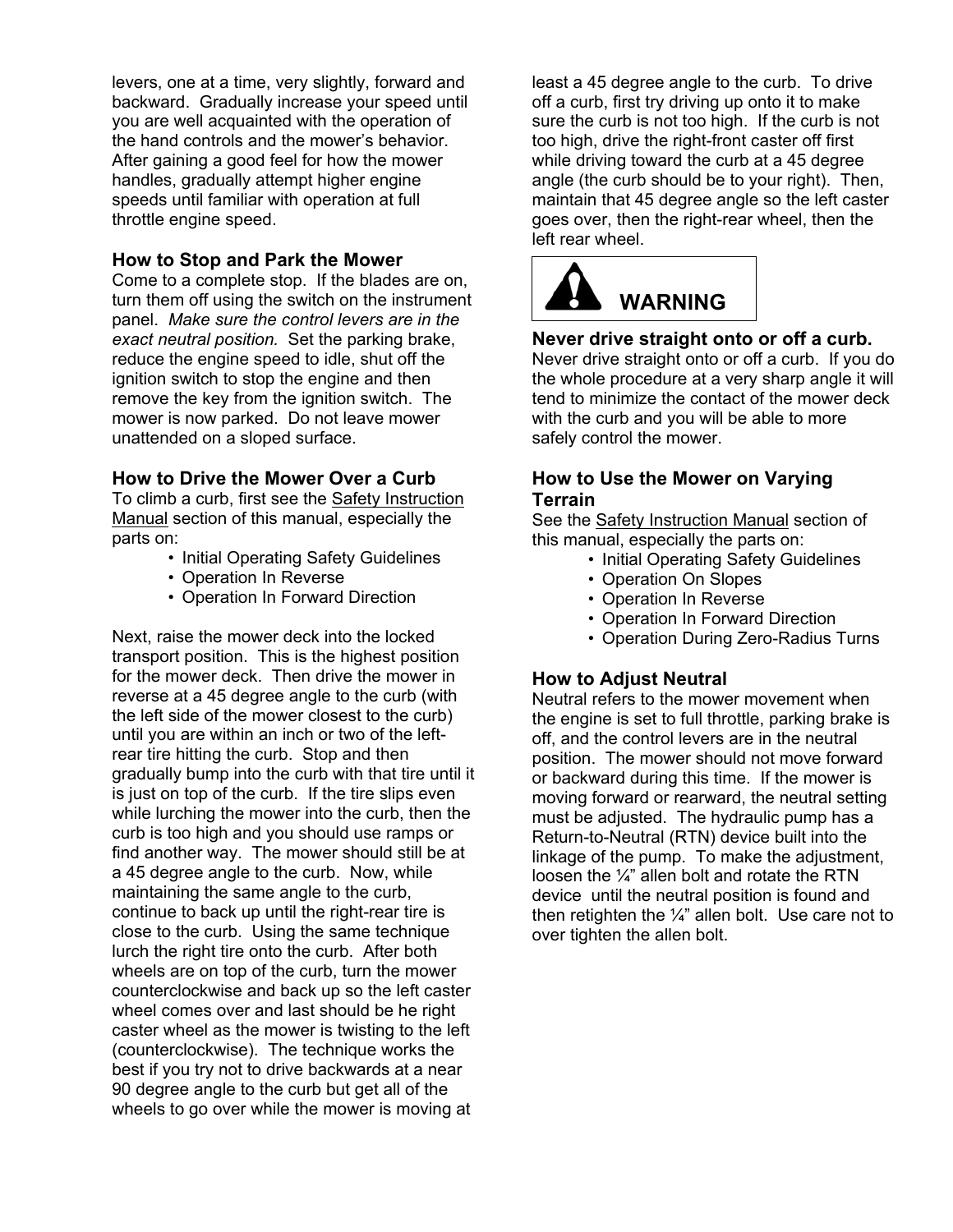levers, one at a time, very slightly, forward and backward. Gradually increase your speed until you are well acquainted with the operation of the hand controls and the mower's behavior. After gaining a good feel for how the mower handles, gradually attempt higher engine speeds until familiar with operation at full throttle engine speed.

### How to Stop and Park the Mower

Come to a complete stop. If the blades are on, turn them off using the switch on the instrument panel. *Make sure the control levers are in the exact neutral position.* Set the parking brake, reduce the engine speed to idle, shut off the ignition switch to stop the engine and then remove the key from the ignition switch. The mower is now parked. Do not leave mower unattended on a sloped surface.

### How to Drive the Mower Over a Curb

To climb a curb, first see the Safety Instruction Manual section of this manual, especially the parts on:

- Initial Operating Safety Guidelines
- Operation In Reverse
- Operation In Forward Direction

Next, raise the mower deck into the locked transport position. This is the highest position for the mower deck. Then drive the mower in reverse at a 45 degree angle to the curb (with the left side of the mower closest to the curb) until you are within an inch or two of the left-rear tire hitting the curb. Stop and then gradually bump into the curb with that tire until it is just on top of the curb. If the tire slips even while lurching the mower into the curb, then the curb is too high and you should use ramps or find another way. The mower should still be at a 45 degree angle to the curb. Now, while maintaining the same angle to the curb, continue to back up until the right-rear tire is close to the curb. Using the same technique lurch the right tire onto the curb. After both wheels are on top of the curb, turn the mower counterclockwise and back up so the left caster wheel comes over and last should be he right caster wheel as the mower is twisting to the left (counterclockwise). The technique works the best if you try not to drive backwards at a near 90 degree angle to the curb but get all of the wheels to go over while the mower is moving at least a 45 degree angle to the curb. To drive off a curb, first try driving up onto it to make sure the curb is not too high. If the curb is not too high, drive the right-front caster off first while driving toward the curb at a 45 degree angle (the curb should be to your right). Then, maintain that 45 degree angle so the left caster goes over, then the right-rear wheel, then the left rear wheel.

**WARNING**

**Never drive straight onto or off a curb.**
Never drive straight onto or off a curb. If you do the whole procedure at a very sharp angle it will tend to minimize the contact of the mower deck with the curb and you will be able to more safely control the mower.

### How to Use the Mower on Varying Terrain

See the Safety Instruction Manual section of this manual, especially the parts on:

- Initial Operating Safety Guidelines
- Operation On Slopes
- Operation In Reverse
- Operation In Forward Direction
- Operation During Zero-Radius Turns

### How to Adjust Neutral

Neutral refers to the mower movement when the engine is set to full throttle, parking brake is off, and the control levers are in the neutral position. The mower should not move forward or backward during this time. If the mower is moving forward or rearward, the neutral setting must be adjusted. The hydraulic pump has a Return-to-Neutral (RTN) device built into the linkage of the pump. To make the adjustment, loosen the ¼" allen bolt and rotate the RTN device until the neutral position is found and then retighten the ¼" allen bolt. Use care not to over tighten the allen bolt.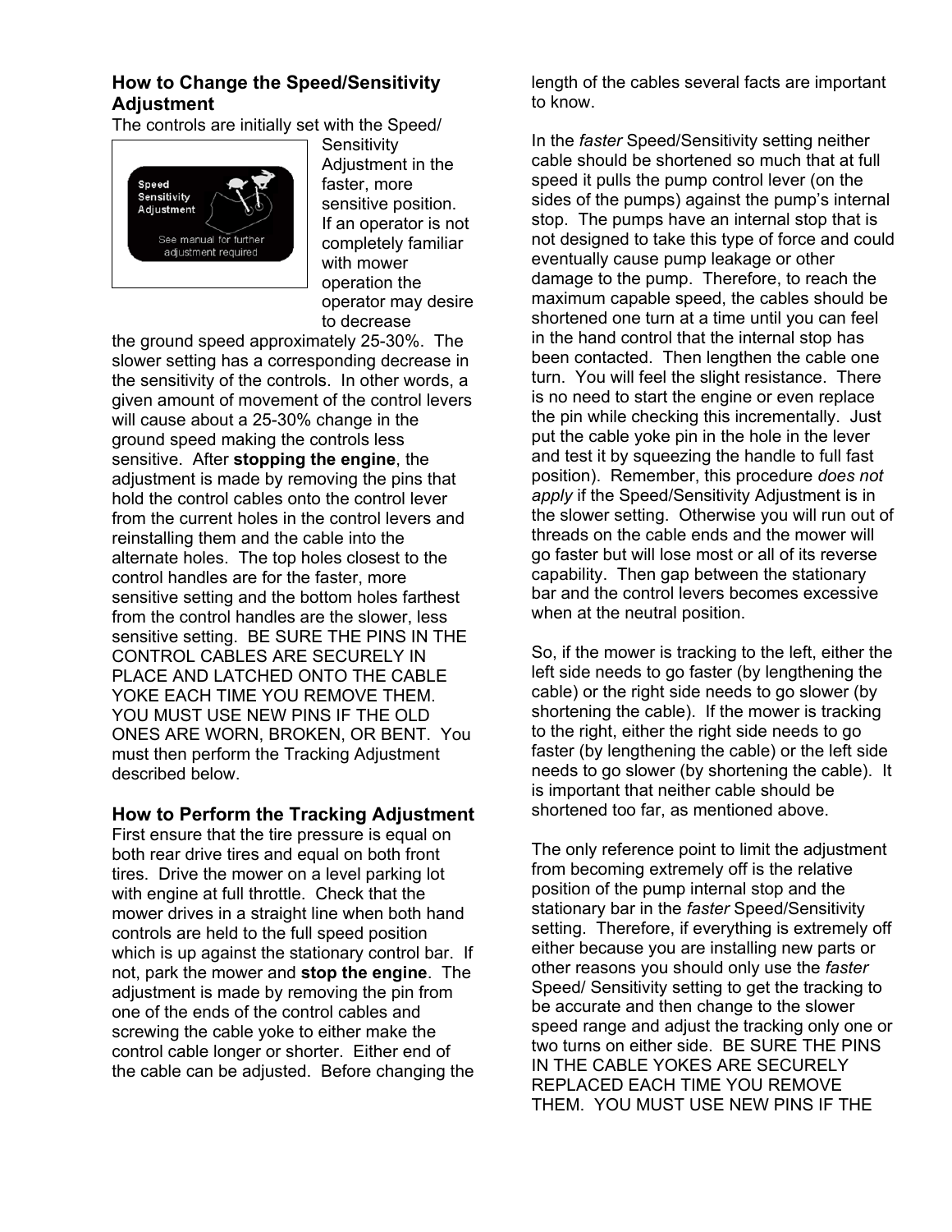### How to Change the Speed/Sensitivity Adjustment

The controls are initially set with the Speed/ Sensitivity Adjustment in the faster, more sensitive position. If an operator is not completely familiar with mower operation the operator may desire to decrease the ground speed approximately 25-30%. The slower setting has a corresponding decrease in the sensitivity of the controls. In other words, a given amount of movement of the control levers will cause about a 25-30% change in the ground speed making the controls less sensitive. After **stopping the engine**, the adjustment is made by removing the pins that hold the control cables onto the control lever from the current holes in the control levers and reinstalling them and the cable into the alternate holes. The top holes closest to the control handles are for the faster, more sensitive setting and the bottom holes farthest from the control handles are the slower, less sensitive setting. BE SURE THE PINS IN THE CONTROL CABLES ARE SECURELY IN PLACE AND LATCHED ONTO THE CABLE YOKE EACH TIME YOU REMOVE THEM. YOU MUST USE NEW PINS IF THE OLD ONES ARE WORN, BROKEN, OR BENT. You must then perform the Tracking Adjustment described below.

### How to Perform the Tracking Adjustment

First ensure that the tire pressure is equal on both rear drive tires and equal on both front tires. Drive the mower on a level parking lot with engine at full throttle. Check that the mower drives in a straight line when both hand controls are held to the full speed position which is up against the stationary control bar. If not, park the mower and **stop the engine**. The adjustment is made by removing the pin from one of the ends of the control cables and screwing the cable yoke to either make the control cable longer or shorter. Either end of the cable can be adjusted. Before changing the length of the cables several facts are important to know.

In the *faster* Speed/Sensitivity setting neither cable should be shortened so much that at full speed it pulls the pump control lever (on the sides of the pumps) against the pump's internal stop. The pumps have an internal stop that is not designed to take this type of force and could eventually cause pump leakage or other damage to the pump. Therefore, to reach the maximum capable speed, the cables should be shortened one turn at a time until you can feel in the hand control that the internal stop has been contacted. Then lengthen the cable one turn. You will feel the slight resistance. There is no need to start the engine or even replace the pin while checking this incrementally. Just put the cable yoke pin in the hole in the lever and test it by squeezing the handle to full fast position). Remember, this procedure *does not apply* if the Speed/Sensitivity Adjustment is in the slower setting. Otherwise you will run out of threads on the cable ends and the mower will go faster but will lose most or all of its reverse capability. Then gap between the stationary bar and the control levers becomes excessive when at the neutral position.

So, if the mower is tracking to the left, either the left side needs to go faster (by lengthening the cable) or the right side needs to go slower (by shortening the cable). If the mower is tracking to the right, either the right side needs to go faster (by lengthening the cable) or the left side needs to go slower (by shortening the cable). It is important that neither cable should be shortened too far, as mentioned above.

The only reference point to limit the adjustment from becoming extremely off is the relative position of the pump internal stop and the stationary bar in the *faster* Speed/Sensitivity setting. Therefore, if everything is extremely off either because you are installing new parts or other reasons you should only use the *faster* Speed/ Sensitivity setting to get the tracking to be accurate and then change to the slower speed range and adjust the tracking only one or two turns on either side. BE SURE THE PINS IN THE CABLE YOKES ARE SECURELY REPLACED EACH TIME YOU REMOVE THEM. YOU MUST USE NEW PINS IF THE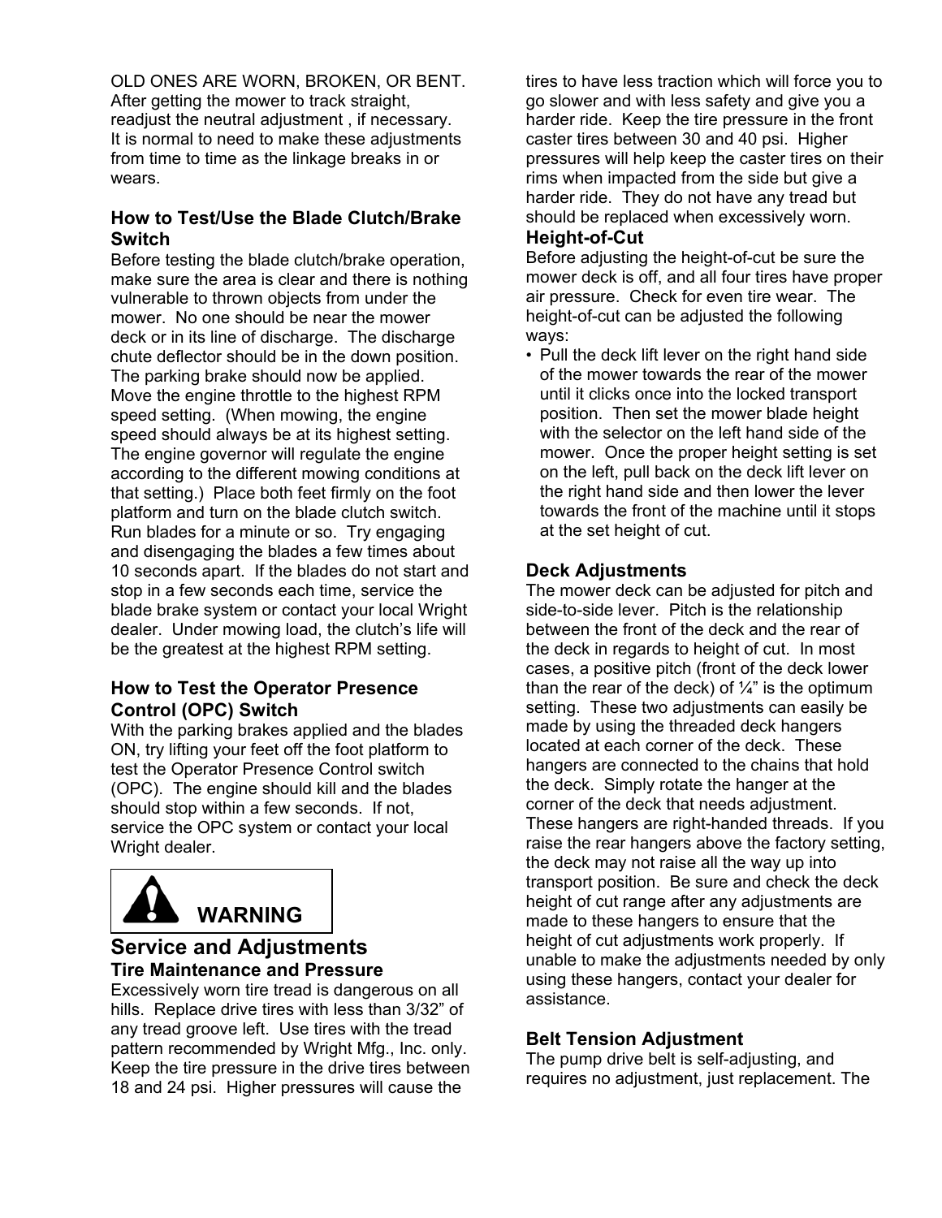OLD ONES ARE WORN, BROKEN, OR BENT. After getting the mower to track straight, readjust the neutral adjustment , if necessary. It is normal to need to make these adjustments from time to time as the linkage breaks in or wears.

### How to Test/Use the Blade Clutch/Brake Switch

Before testing the blade clutch/brake operation, make sure the area is clear and there is nothing vulnerable to thrown objects from under the mower. No one should be near the mower deck or in its line of discharge. The discharge chute deflector should be in the down position. The parking brake should now be applied. Move the engine throttle to the highest RPM speed setting. (When mowing, the engine speed should always be at its highest setting. The engine governor will regulate the engine according to the different mowing conditions at that setting.) Place both feet firmly on the foot platform and turn on the blade clutch switch. Run blades for a minute or so. Try engaging and disengaging the blades a few times about 10 seconds apart. If the blades do not start and stop in a few seconds each time, service the blade brake system or contact your local Wright dealer. Under mowing load, the clutch's life will be the greatest at the highest RPM setting.

### How to Test the Operator Presence Control (OPC) Switch

With the parking brakes applied and the blades ON, try lifting your feet off the foot platform to test the Operator Presence Control switch (OPC). The engine should kill and the blades should stop within a few seconds. If not, service the OPC system or contact your local Wright dealer.

**WARNING**

## Service and Adjustments

### Tire Maintenance and Pressure

Excessively worn tire tread is dangerous on all hills. Replace drive tires with less than 3/32" of any tread groove left. Use tires with the tread pattern recommended by Wright Mfg., Inc. only. Keep the tire pressure in the drive tires between 18 and 24 psi. Higher pressures will cause the tires to have less traction which will force you to go slower and with less safety and give you a harder ride. Keep the tire pressure in the front caster tires between 30 and 40 psi. Higher pressures will help keep the caster tires on their rims when impacted from the side but give a harder ride. They do not have any tread but should be replaced when excessively worn.

### Height-of-Cut

Before adjusting the height-of-cut be sure the mower deck is off, and all four tires have proper air pressure. Check for even tire wear. The height-of-cut can be adjusted the following ways:

- Pull the deck lift lever on the right hand side of the mower towards the rear of the mower until it clicks once into the locked transport position. Then set the mower blade height with the selector on the left hand side of the mower. Once the proper height setting is set on the left, pull back on the deck lift lever on the right hand side and then lower the lever towards the front of the machine until it stops at the set height of cut.

### Deck Adjustments

The mower deck can be adjusted for pitch and side-to-side lever. Pitch is the relationship between the front of the deck and the rear of the deck in regards to height of cut. In most cases, a positive pitch (front of the deck lower than the rear of the deck) of ¼" is the optimum setting. These two adjustments can easily be made by using the threaded deck hangers located at each corner of the deck. These hangers are connected to the chains that hold the deck. Simply rotate the hanger at the corner of the deck that needs adjustment. These hangers are right-handed threads. If you raise the rear hangers above the factory setting, the deck may not raise all the way up into transport position. Be sure and check the deck height of cut range after any adjustments are made to these hangers to ensure that the height of cut adjustments work properly. If unable to make the adjustments needed by only using these hangers, contact your dealer for assistance.

### Belt Tension Adjustment

The pump drive belt is self-adjusting, and requires no adjustment, just replacement. The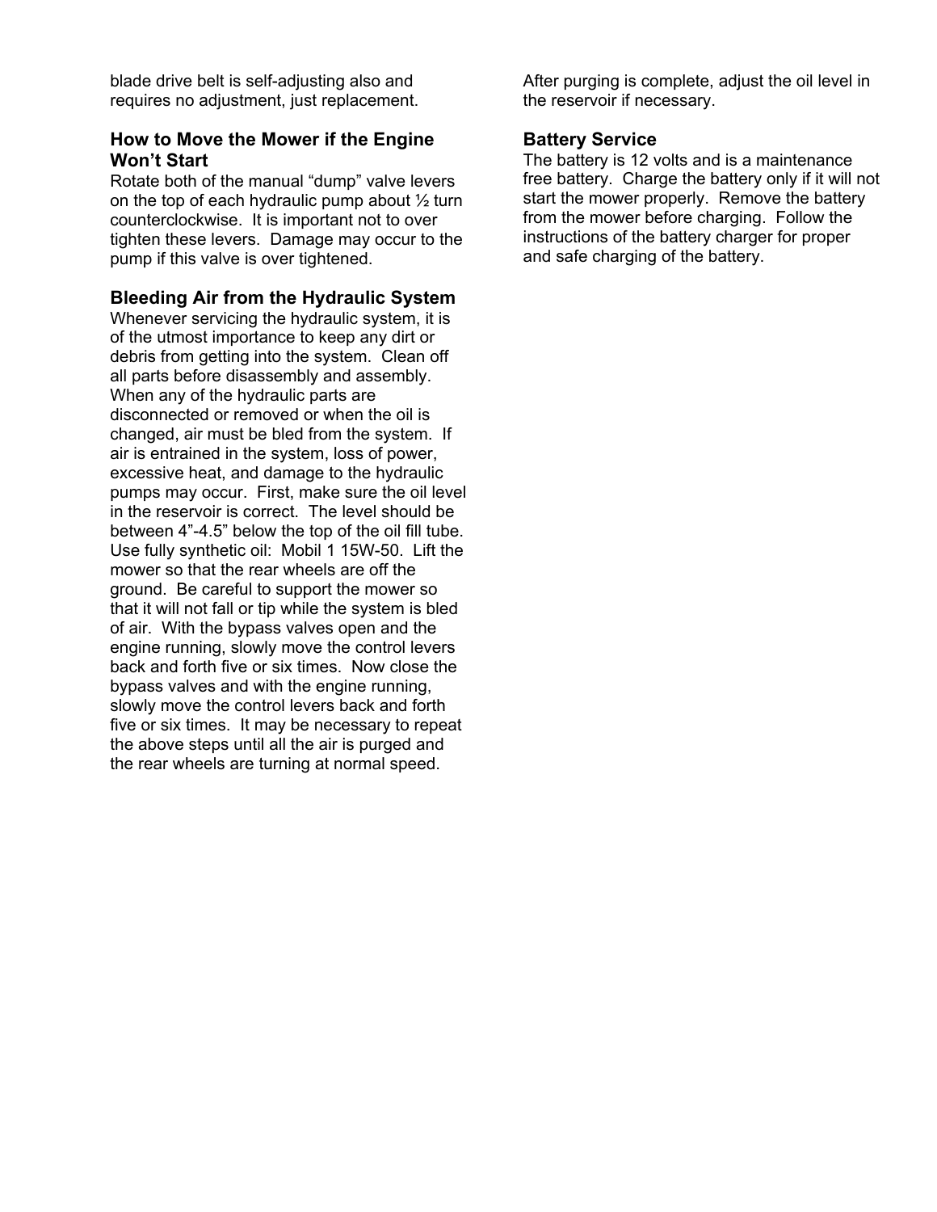blade drive belt is self-adjusting also and requires no adjustment, just replacement.

### How to Move the Mower if the Engine Won't Start

Rotate both of the manual "dump" valve levers on the top of each hydraulic pump about ½ turn counterclockwise. It is important not to over tighten these levers. Damage may occur to the pump if this valve is over tightened.

### Bleeding Air from the Hydraulic System

Whenever servicing the hydraulic system, it is of the utmost importance to keep any dirt or debris from getting into the system. Clean off all parts before disassembly and assembly. When any of the hydraulic parts are disconnected or removed or when the oil is changed, air must be bled from the system. If air is entrained in the system, loss of power, excessive heat, and damage to the hydraulic pumps may occur. First, make sure the oil level in the reservoir is correct. The level should be between 4"-4.5" below the top of the oil fill tube. Use fully synthetic oil: Mobil 1 15W-50. Lift the mower so that the rear wheels are off the ground. Be careful to support the mower so that it will not fall or tip while the system is bled of air. With the bypass valves open and the engine running, slowly move the control levers back and forth five or six times. Now close the bypass valves and with the engine running, slowly move the control levers back and forth five or six times. It may be necessary to repeat the above steps until all the air is purged and the rear wheels are turning at normal speed.

After purging is complete, adjust the oil level in the reservoir if necessary.

### Battery Service

The battery is 12 volts and is a maintenance free battery. Charge the battery only if it will not start the mower properly. Remove the battery from the mower before charging. Follow the instructions of the battery charger for proper and safe charging of the battery.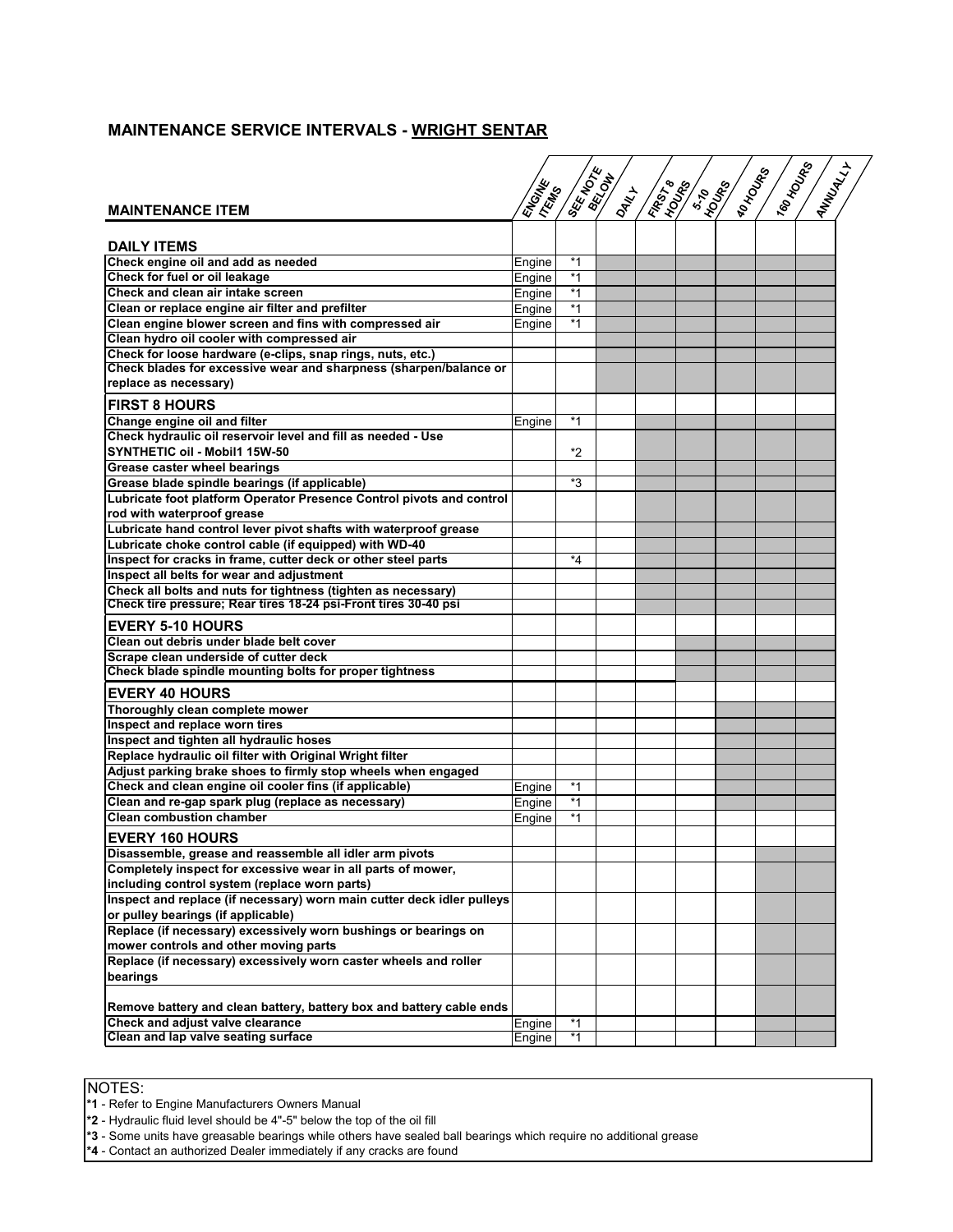## MAINTENANCE SERVICE INTERVALS - <u>WRIGHT SENTAR</u>

(■ = shaded cell in the chart)

| MAINTENANCE ITEM | ENGINE ITEMS | SEE NOTE BELOW | DAILY | FIRST 8 HOURS | 5-10 HOURS | 40 HOURS | 160 HOURS | ANNUALLY |
|---|---|---|---|---|---|---|---|---|
| **DAILY ITEMS** | | | | | | | | |
| **Check engine oil and add as needed** | Engine | *1 | ■ | ■ | ■ | ■ | ■ | ■ |
| **Check for fuel or oil leakage** | Engine | *1 | ■ | ■ | ■ | ■ | ■ | ■ |
| **Check and clean air intake screen** | Engine | *1 | ■ | ■ | ■ | ■ | ■ | ■ |
| **Clean or replace engine air filter and prefilter** | Engine | *1 | ■ | ■ | ■ | ■ | ■ | ■ |
| **Clean engine blower screen and fins with compressed air** | Engine | *1 | ■ | ■ | ■ | ■ | ■ | ■ |
| **Clean hydro oil cooler with compressed air** | | | ■ | ■ | ■ | ■ | ■ | ■ |
| **Check for loose hardware (e-clips, snap rings, nuts, etc.)** | | | ■ | ■ | ■ | ■ | ■ | ■ |
| **Check blades for excessive wear and sharpness (sharpen/balance or replace as necessary)** | | | ■ | ■ | ■ | ■ | ■ | ■ |
| **FIRST 8 HOURS** | | | | | | | | |
| **Change engine oil and filter** | Engine | *1 | | ■ | ■ | ■ | ■ | ■ |
| **Check hydraulic oil reservoir level and fill as needed - Use SYNTHETIC oil - Mobil1 15W-50** | | *2 | | ■ | ■ | ■ | ■ | ■ |
| **Grease caster wheel bearings** | | | | ■ | ■ | ■ | ■ | ■ |
| **Grease blade spindle bearings (if applicable)** | | *3 | | ■ | ■ | ■ | ■ | ■ |
| **Lubricate foot platform Operator Presence Control pivots and control rod with waterproof grease** | | | | ■ | ■ | ■ | ■ | ■ |
| **Lubricate hand control lever pivot shafts with waterproof grease** | | | | ■ | ■ | ■ | ■ | ■ |
| **Lubricate choke control cable (if equipped) with WD-40** | | | | ■ | ■ | ■ | ■ | ■ |
| **Inspect for cracks in frame, cutter deck or other steel parts** | | *4 | | ■ | ■ | ■ | ■ | ■ |
| **Inspect all belts for wear and adjustment** | | | | ■ | ■ | ■ | ■ | ■ |
| **Check all bolts and nuts for tightness (tighten as necessary)** | | | | ■ | ■ | ■ | ■ | ■ |
| **Check tire pressure; Rear tires 18-24 psi-Front tires 30-40 psi** | | | | ■ | ■ | ■ | ■ | ■ |
| **EVERY 5-10 HOURS** | | | | | | | | |
| **Clean out debris under blade belt cover** | | | | | ■ | ■ | ■ | ■ |
| **Scrape clean underside of cutter deck** | | | | | ■ | ■ | ■ | ■ |
| **Check blade spindle mounting bolts for proper tightness** | | | | | ■ | ■ | ■ | ■ |
| **EVERY 40 HOURS** | | | | | | | | |
| **Thoroughly clean complete mower** | | | | | | ■ | ■ | ■ |
| **Inspect and replace worn tires** | | | | | | ■ | ■ | ■ |
| **Inspect and tighten all hydraulic hoses** | | | | | | ■ | ■ | ■ |
| **Replace hydraulic oil filter with Original Wright filter** | | | | | | ■ | ■ | ■ |
| **Adjust parking brake shoes to firmly stop wheels when engaged** | | | | | | ■ | ■ | ■ |
| **Check and clean engine oil cooler fins (if applicable)** | Engine | *1 | | | | ■ | ■ | ■ |
| **Clean and re-gap spark plug (replace as necessary)** | Engine | *1 | | | | ■ | ■ | ■ |
| **Clean combustion chamber** | Engine | *1 | | | | | | |
| **EVERY 160 HOURS** | | | | | | | | |
| **Disassemble, grease and reassemble all idler arm pivots** | | | | | | | ■ | ■ |
| **Completely inspect for excessive wear in all parts of mower, including control system (replace worn parts)** | | | | | | | ■ | ■ |
| **Inspect and replace (if necessary) worn main cutter deck idler pulleys or pulley bearings (if applicable)** | | | | | | | ■ | ■ |
| **Replace (if necessary) excessively worn bushings or bearings on mower controls and other moving parts** | | | | | | | ■ | ■ |
| **Replace (if necessary) excessively worn caster wheels and roller bearings** | | | | | | | ■ | ■ |
| **Remove battery and clean battery, battery box and battery cable ends** | | | | | | | ■ | ■ |
| **Check and adjust valve clearance** | Engine | *1 | | | | | ■ | ■ |
| **Clean and lap valve seating surface** | Engine | *1 | | | | | ■ | ■ |

NOTES:

**\*1** - Refer to Engine Manufacturers Owners Manual

**\*2** - Hydraulic fluid level should be 4"-5" below the top of the oil fill

**\*3** - Some units have greasable bearings while others have sealed ball bearings which require no additional grease

**\*4** - Contact an authorized Dealer immediately if any cracks are found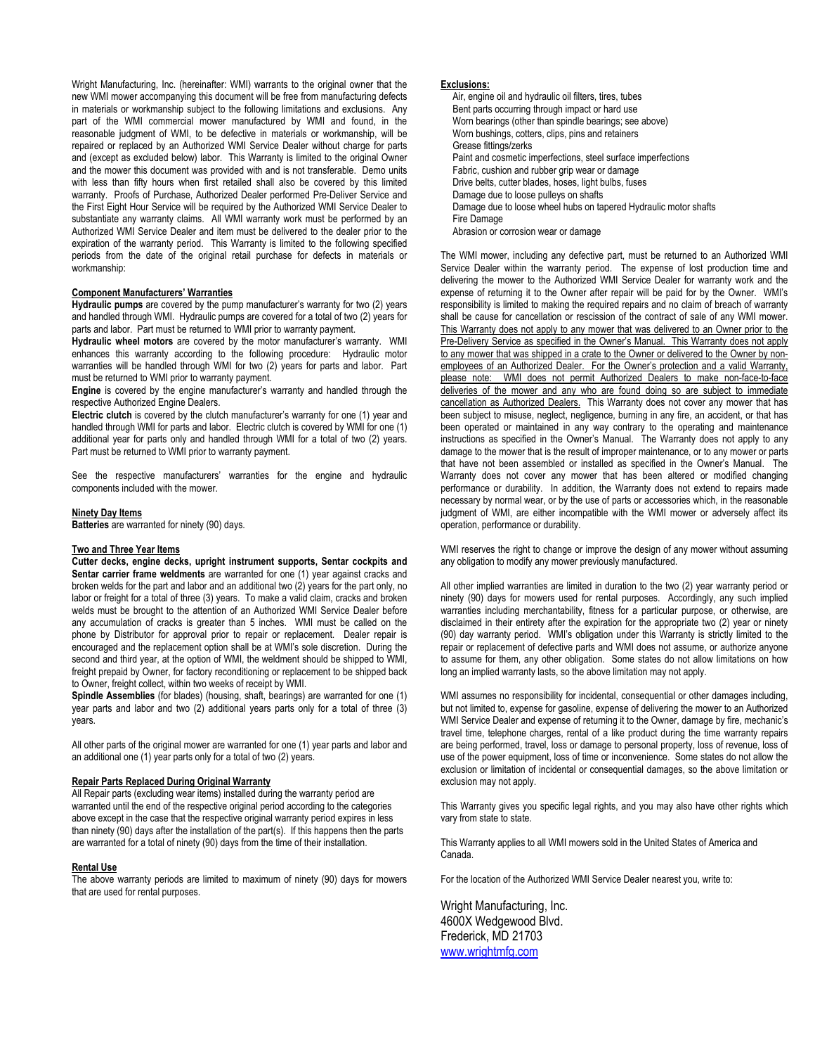Wright Manufacturing, Inc. (hereinafter: WMI) warrants to the original owner that the new WMI mower accompanying this document will be free from manufacturing defects in materials or workmanship subject to the following limitations and exclusions. Any part of the WMI commercial mower manufactured by WMI and found, in the reasonable judgment of WMI, to be defective in materials or workmanship, will be repaired or replaced by an Authorized WMI Service Dealer without charge for parts and (except as excluded below) labor. This Warranty is limited to the original Owner and the mower this document was provided with and is not transferable. Demo units with less than fifty hours when first retailed shall also be covered by this limited warranty. Proofs of Purchase, Authorized Dealer performed Pre-Deliver Service and the First Eight Hour Service will be required by the Authorized WMI Service Dealer to substantiate any warranty claims. All WMI warranty work must be performed by an Authorized WMI Service Dealer and item must be delivered to the dealer prior to the expiration of the warranty period. This Warranty is limited to the following specified periods from the date of the original retail purchase for defects in materials or workmanship:

**Component Manufacturers' Warranties**

**Hydraulic pumps** are covered by the pump manufacturer's warranty for two (2) years and handled through WMI. Hydraulic pumps are covered for a total of two (2) years for parts and labor. Part must be returned to WMI prior to warranty payment.

**Hydraulic wheel motors** are covered by the motor manufacturer's warranty. WMI enhances this warranty according to the following procedure: Hydraulic motor warranties will be handled through WMI for two (2) years for parts and labor. Part must be returned to WMI prior to warranty payment.

**Engine** is covered by the engine manufacturer's warranty and handled through the respective Authorized Engine Dealers.

**Electric clutch** is covered by the clutch manufacturer's warranty for one (1) year and handled through WMI for parts and labor. Electric clutch is covered by WMI for one (1) additional year for parts only and handled through WMI for a total of two (2) years. Part must be returned to WMI prior to warranty payment.

See the respective manufacturers' warranties for the engine and hydraulic components included with the mower.

**Ninety Day Items**

**Batteries** are warranted for ninety (90) days.

**Two and Three Year Items**

**Cutter decks, engine decks, upright instrument supports, Sentar cockpits and Sentar carrier frame weldments** are warranted for one (1) year against cracks and broken welds for the part and labor and an additional two (2) years for the part only, no labor or freight for a total of three (3) years. To make a valid claim, cracks and broken welds must be brought to the attention of an Authorized WMI Service Dealer before any accumulation of cracks is greater than 5 inches. WMI must be called on the phone by Distributor for approval prior to repair or replacement. Dealer repair is encouraged and the replacement option shall be at WMI's sole discretion. During the second and third year, at the option of WMI, the weldment should be shipped to WMI, freight prepaid by Owner, for factory reconditioning or replacement to be shipped back to Owner, freight collect, within two weeks of receipt by WMI.

**Spindle Assemblies** (for blades) (housing, shaft, bearings) are warranted for one (1) year parts and labor and two (2) additional years parts only for a total of three (3) years.

All other parts of the original mower are warranted for one (1) year parts and labor and an additional one (1) year parts only for a total of two (2) years.

**Repair Parts Replaced During Original Warranty**

All Repair parts (excluding wear items) installed during the warranty period are warranted until the end of the respective original period according to the categories above except in the case that the respective original warranty period expires in less than ninety (90) days after the installation of the part(s). If this happens then the parts are warranted for a total of ninety (90) days from the time of their installation.

**Rental Use**

The above warranty periods are limited to maximum of ninety (90) days for mowers that are used for rental purposes.

**Exclusions:**

- Air, engine oil and hydraulic oil filters, tires, tubes
- Bent parts occurring through impact or hard use
- Worn bearings (other than spindle bearings; see above)
- Worn bushings, cotters, clips, pins and retainers
- Grease fittings/zerks
- Paint and cosmetic imperfections, steel surface imperfections
- Fabric, cushion and rubber grip wear or damage
- Drive belts, cutter blades, hoses, light bulbs, fuses
- Damage due to loose pulleys on shafts
- Damage due to loose wheel hubs on tapered Hydraulic motor shafts
- Fire Damage
- Abrasion or corrosion wear or damage

The WMI mower, including any defective part, must be returned to an Authorized WMI Service Dealer within the warranty period. The expense of lost production time and delivering the mower to the Authorized WMI Service Dealer for warranty work and the expense of returning it to the Owner after repair will be paid for by the Owner. WMI's responsibility is limited to making the required repairs and no claim of breach of warranty shall be cause for cancellation or rescission of the contract of sale of any WMI mower. This Warranty does not apply to any mower that was delivered to an Owner prior to the Pre-Delivery Service as specified in the Owner's Manual. This Warranty does not apply to any mower that was shipped in a crate to the Owner or delivered to the Owner by non-employees of an Authorized Dealer. For the Owner's protection and a valid Warranty, please note: WMI does not permit Authorized Dealers to make non-face-to-face deliveries of the mower and any who are found doing so are subject to immediate cancellation as Authorized Dealers. This Warranty does not cover any mower that has been subject to misuse, neglect, negligence, burning in any fire, an accident, or that has been operated or maintained in any way contrary to the operating and maintenance instructions as specified in the Owner's Manual. The Warranty does not apply to any damage to the mower that is the result of improper maintenance, or to any mower or parts that have not been assembled or installed as specified in the Owner's Manual. The Warranty does not cover any mower that has been altered or modified changing performance or durability. In addition, the Warranty does not extend to repairs made necessary by normal wear, or by the use of parts or accessories which, in the reasonable judgment of WMI, are either incompatible with the WMI mower or adversely affect its operation, performance or durability.

WMI reserves the right to change or improve the design of any mower without assuming any obligation to modify any mower previously manufactured.

All other implied warranties are limited in duration to the two (2) year warranty period or ninety (90) days for mowers used for rental purposes. Accordingly, any such implied warranties including merchantability, fitness for a particular purpose, or otherwise, are disclaimed in their entirety after the expiration for the appropriate two (2) year or ninety (90) day warranty period. WMI's obligation under this Warranty is strictly limited to the repair or replacement of defective parts and WMI does not assume, or authorize anyone to assume for them, any other obligation. Some states do not allow limitations on how long an implied warranty lasts, so the above limitation may not apply.

WMI assumes no responsibility for incidental, consequential or other damages including, but not limited to, expense for gasoline, expense of delivering the mower to an Authorized WMI Service Dealer and expense of returning it to the Owner, damage by fire, mechanic's travel time, telephone charges, rental of a like product during the time warranty repairs are being performed, travel, loss or damage to personal property, loss of revenue, loss of use of the power equipment, loss of time or inconvenience. Some states do not allow the exclusion or limitation of incidental or consequential damages, so the above limitation or exclusion may not apply.

This Warranty gives you specific legal rights, and you may also have other rights which vary from state to state.

This Warranty applies to all WMI mowers sold in the United States of America and Canada.

For the location of the Authorized WMI Service Dealer nearest you, write to:

Wright Manufacturing, Inc.
4600X Wedgewood Blvd.
Frederick, MD 21703
www.wrightmfg.com